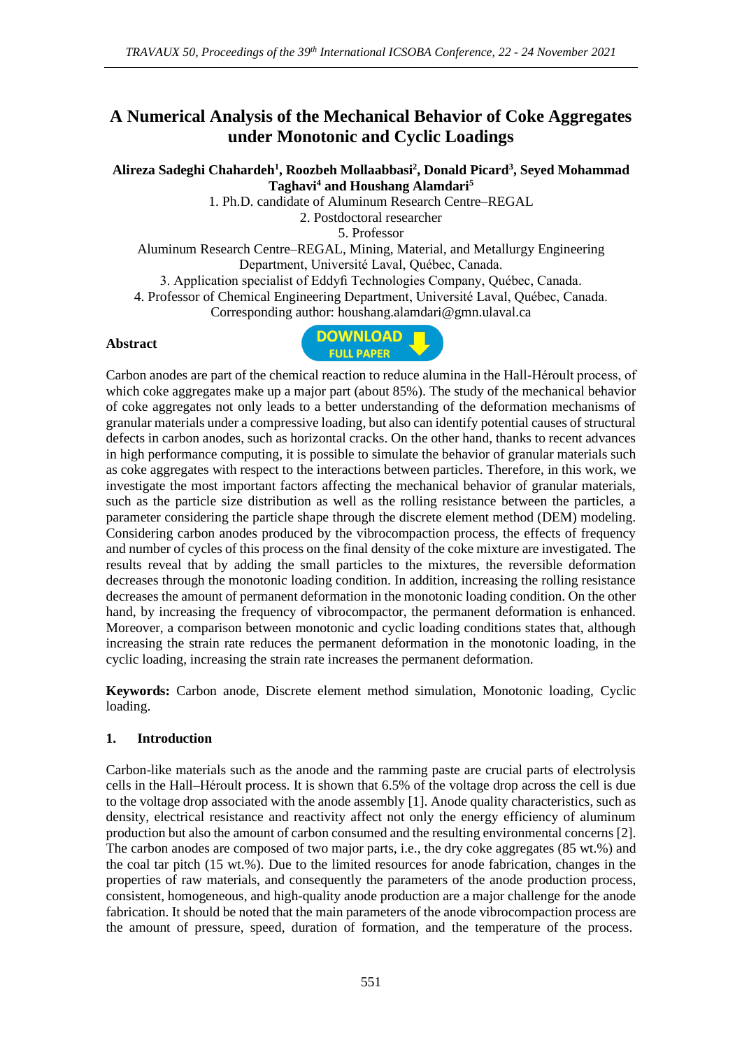# A Numerical Analysis of the Mechanical Behavior of Coke Aggregates under Monotonic and Cyclic Loadings

**Alireza Sadeghi Chahardeh[1], Roozbeh Mollaabbasi[2], Donald Picard[3], Seyed Mohammad Taghavi[4] and Houshang Alamdari[5]**

1. Ph.D. candidate of Aluminum Research Centre–REGAL
2. Postdoctoral researcher
5. Professor

Aluminum Research Centre–REGAL, Mining, Material, and Metallurgy Engineering Department, Université Laval, Québec, Canada.

3. Application specialist of Eddyfi Technologies Company, Québec, Canada.
4. Professor of Chemical Engineering Department, Université Laval, Québec, Canada.

Corresponding author: houshang.alamdari@gmn.ulaval.ca

**Abstract**

Carbon anodes are part of the chemical reaction to reduce alumina in the Hall-Héroult process, of which coke aggregates make up a major part (about 85%). The study of the mechanical behavior of coke aggregates not only leads to a better understanding of the deformation mechanisms of granular materials under a compressive loading, but also can identify potential causes of structural defects in carbon anodes, such as horizontal cracks. On the other hand, thanks to recent advances in high performance computing, it is possible to simulate the behavior of granular materials such as coke aggregates with respect to the interactions between particles. Therefore, in this work, we investigate the most important factors affecting the mechanical behavior of granular materials, such as the particle size distribution as well as the rolling resistance between the particles, a parameter considering the particle shape through the discrete element method (DEM) modeling. Considering carbon anodes produced by the vibrocompaction process, the effects of frequency and number of cycles of this process on the final density of the coke mixture are investigated. The results reveal that by adding the small particles to the mixtures, the reversible deformation decreases through the monotonic loading condition. In addition, increasing the rolling resistance decreases the amount of permanent deformation in the monotonic loading condition. On the other hand, by increasing the frequency of vibrocompactor, the permanent deformation is enhanced. Moreover, a comparison between monotonic and cyclic loading conditions states that, although increasing the strain rate reduces the permanent deformation in the monotonic loading, in the cyclic loading, increasing the strain rate increases the permanent deformation.

**Keywords:** Carbon anode, Discrete element method simulation, Monotonic loading, Cyclic loading.

## 1. Introduction

Carbon-like materials such as the anode and the ramming paste are crucial parts of electrolysis cells in the Hall–Héroult process. It is shown that 6.5% of the voltage drop across the cell is due to the voltage drop associated with the anode assembly [1]. Anode quality characteristics, such as density, electrical resistance and reactivity affect not only the energy efficiency of aluminum production but also the amount of carbon consumed and the resulting environmental concerns [2]. The carbon anodes are composed of two major parts, i.e., the dry coke aggregates (85 wt.%) and the coal tar pitch (15 wt.%). Due to the limited resources for anode fabrication, changes in the properties of raw materials, and consequently the parameters of the anode production process, consistent, homogeneous, and high-quality anode production are a major challenge for the anode fabrication. It should be noted that the main parameters of the anode vibrocompaction process are the amount of pressure, speed, duration of formation, and the temperature of the process.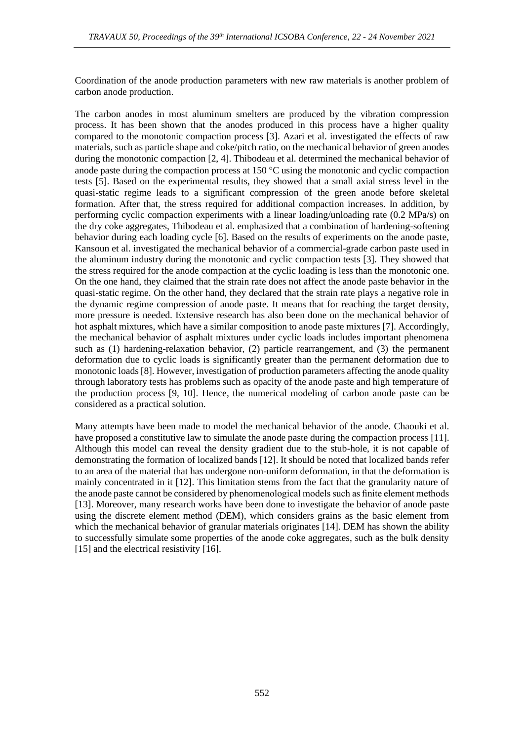Coordination of the anode production parameters with new raw materials is another problem of carbon anode production.

The carbon anodes in most aluminum smelters are produced by the vibration compression process. It has been shown that the anodes produced in this process have a higher quality compared to the monotonic compaction process [3]. Azari et al. investigated the effects of raw materials, such as particle shape and coke/pitch ratio, on the mechanical behavior of green anodes during the monotonic compaction [2, 4]. Thibodeau et al. determined the mechanical behavior of anode paste during the compaction process at 150 °C using the monotonic and cyclic compaction tests [5]. Based on the experimental results, they showed that a small axial stress level in the quasi-static regime leads to a significant compression of the green anode before skeletal formation. After that, the stress required for additional compaction increases. In addition, by performing cyclic compaction experiments with a linear loading/unloading rate (0.2 MPa/s) on the dry coke aggregates, Thibodeau et al. emphasized that a combination of hardening-softening behavior during each loading cycle [6]. Based on the results of experiments on the anode paste, Kansoun et al. investigated the mechanical behavior of a commercial-grade carbon paste used in the aluminum industry during the monotonic and cyclic compaction tests [3]. They showed that the stress required for the anode compaction at the cyclic loading is less than the monotonic one. On the one hand, they claimed that the strain rate does not affect the anode paste behavior in the quasi-static regime. On the other hand, they declared that the strain rate plays a negative role in the dynamic regime compression of anode paste. It means that for reaching the target density, more pressure is needed. Extensive research has also been done on the mechanical behavior of hot asphalt mixtures, which have a similar composition to anode paste mixtures [7]. Accordingly, the mechanical behavior of asphalt mixtures under cyclic loads includes important phenomena such as (1) hardening-relaxation behavior, (2) particle rearrangement, and (3) the permanent deformation due to cyclic loads is significantly greater than the permanent deformation due to monotonic loads [8]. However, investigation of production parameters affecting the anode quality through laboratory tests has problems such as opacity of the anode paste and high temperature of the production process [9, 10]. Hence, the numerical modeling of carbon anode paste can be considered as a practical solution.

Many attempts have been made to model the mechanical behavior of the anode. Chaouki et al. have proposed a constitutive law to simulate the anode paste during the compaction process [11]. Although this model can reveal the density gradient due to the stub-hole, it is not capable of demonstrating the formation of localized bands [12]. It should be noted that localized bands refer to an area of the material that has undergone non-uniform deformation, in that the deformation is mainly concentrated in it [12]. This limitation stems from the fact that the granularity nature of the anode paste cannot be considered by phenomenological models such as finite element methods [13]. Moreover, many research works have been done to investigate the behavior of anode paste using the discrete element method (DEM), which considers grains as the basic element from which the mechanical behavior of granular materials originates [14]. DEM has shown the ability to successfully simulate some properties of the anode coke aggregates, such as the bulk density [15] and the electrical resistivity [16].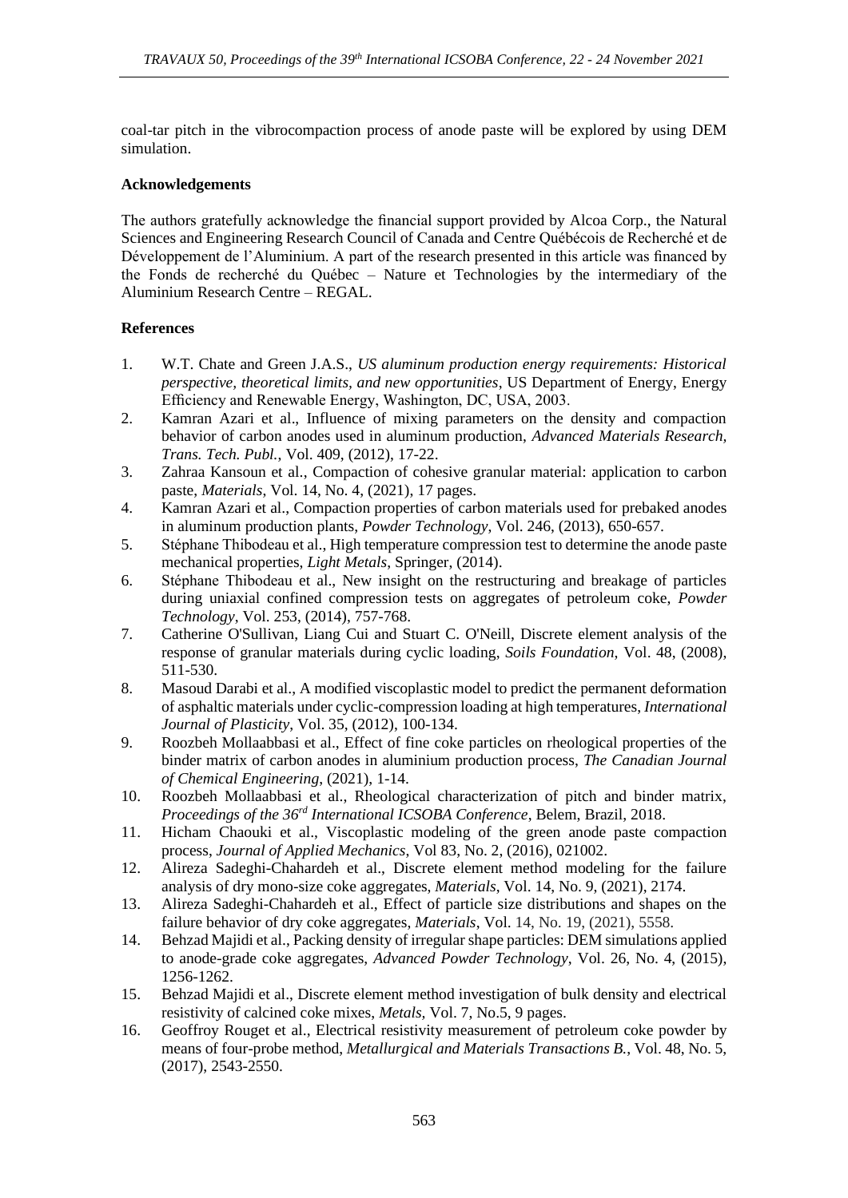coal-tar pitch in the vibrocompaction process of anode paste will be explored by using DEM simulation.

## Acknowledgements

The authors gratefully acknowledge the financial support provided by Alcoa Corp., the Natural Sciences and Engineering Research Council of Canada and Centre Québécois de Recherché et de Développement de l'Aluminium. A part of the research presented in this article was financed by the Fonds de recherché du Québec – Nature et Technologies by the intermediary of the Aluminium Research Centre – REGAL.

## References

1. W.T. Chate and Green J.A.S., *US aluminum production energy requirements: Historical perspective, theoretical limits, and new opportunities*, US Department of Energy, Energy Efficiency and Renewable Energy, Washington, DC, USA, 2003.
2. Kamran Azari et al., Influence of mixing parameters on the density and compaction behavior of carbon anodes used in aluminum production, *Advanced Materials Research, Trans. Tech. Publ.*, Vol. 409, (2012), 17-22.
3. Zahraa Kansoun et al., Compaction of cohesive granular material: application to carbon paste, *Materials*, Vol. 14, No. 4, (2021), 17 pages.
4. Kamran Azari et al., Compaction properties of carbon materials used for prebaked anodes in aluminum production plants, *Powder Technology*, Vol. 246, (2013), 650-657.
5. Stéphane Thibodeau et al., High temperature compression test to determine the anode paste mechanical properties, *Light Metals*, Springer, (2014).
6. Stéphane Thibodeau et al., New insight on the restructuring and breakage of particles during uniaxial confined compression tests on aggregates of petroleum coke, *Powder Technology*, Vol. 253, (2014), 757-768.
7. Catherine O'Sullivan, Liang Cui and Stuart C. O'Neill, Discrete element analysis of the response of granular materials during cyclic loading, *Soils Foundation*, Vol. 48, (2008), 511-530.
8. Masoud Darabi et al., A modified viscoplastic model to predict the permanent deformation of asphaltic materials under cyclic-compression loading at high temperatures, *International Journal of Plasticity*, Vol. 35, (2012), 100-134.
9. Roozbeh Mollaabbasi et al., Effect of fine coke particles on rheological properties of the binder matrix of carbon anodes in aluminium production process, *The Canadian Journal of Chemical Engineering*, (2021), 1-14.
10. Roozbeh Mollaabbasi et al., Rheological characterization of pitch and binder matrix, *Proceedings of the 36rd International ICSOBA Conference*, Belem, Brazil, 2018.
11. Hicham Chaouki et al., Viscoplastic modeling of the green anode paste compaction process, *Journal of Applied Mechanics*, Vol 83, No. 2, (2016), 021002.
12. Alireza Sadeghi-Chahardeh et al., Discrete element method modeling for the failure analysis of dry mono-size coke aggregates, *Materials*, Vol. 14, No. 9, (2021), 2174.
13. Alireza Sadeghi-Chahardeh et al., Effect of particle size distributions and shapes on the failure behavior of dry coke aggregates, *Materials*, Vol. 14, No. 19, (2021), 5558.
14. Behzad Majidi et al., Packing density of irregular shape particles: DEM simulations applied to anode-grade coke aggregates, *Advanced Powder Technology*, Vol. 26, No. 4, (2015), 1256-1262.
15. Behzad Majidi et al., Discrete element method investigation of bulk density and electrical resistivity of calcined coke mixes, *Metals*, Vol. 7, No.5, 9 pages.
16. Geoffroy Rouget et al., Electrical resistivity measurement of petroleum coke powder by means of four-probe method, *Metallurgical and Materials Transactions B.*, Vol. 48, No. 5, (2017), 2543-2550.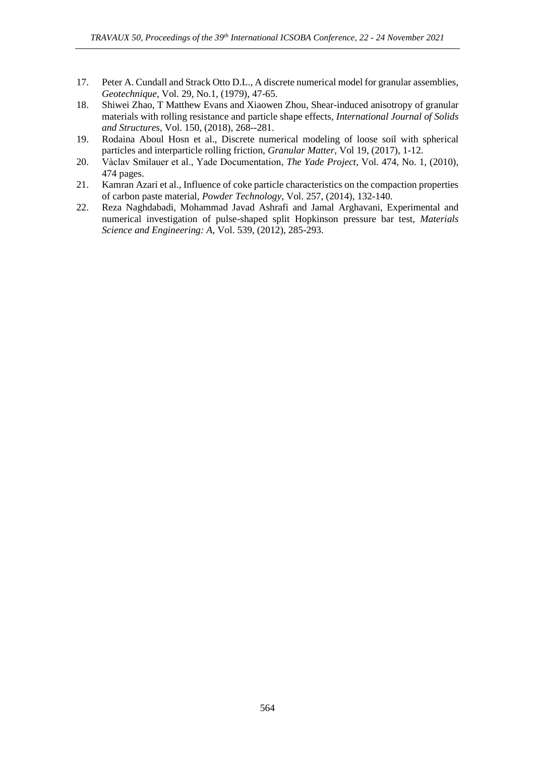17. Peter A. Cundall and Strack Otto D.L., A discrete numerical model for granular assemblies, *Geotechnique*, Vol. 29, No.1, (1979), 47-65.
18. Shiwei Zhao, T Matthew Evans and Xiaowen Zhou, Shear-induced anisotropy of granular materials with rolling resistance and particle shape effects, *International Journal of Solids and Structures*, Vol. 150, (2018), 268--281.
19. Rodaina Aboul Hosn et al., Discrete numerical modeling of loose soil with spherical particles and interparticle rolling friction, *Granular Matter*, Vol 19, (2017), 1-12.
20. Vàclav Smilauer et al., Yade Documentation, *The Yade Project*, Vol. 474, No. 1, (2010), 474 pages.
21. Kamran Azari et al., Influence of coke particle characteristics on the compaction properties of carbon paste material, *Powder Technology*, Vol. 257, (2014), 132-140.
22. Reza Naghdabadi, Mohammad Javad Ashrafi and Jamal Arghavani, Experimental and numerical investigation of pulse-shaped split Hopkinson pressure bar test, *Materials Science and Engineering: A*, Vol. 539, (2012), 285-293.